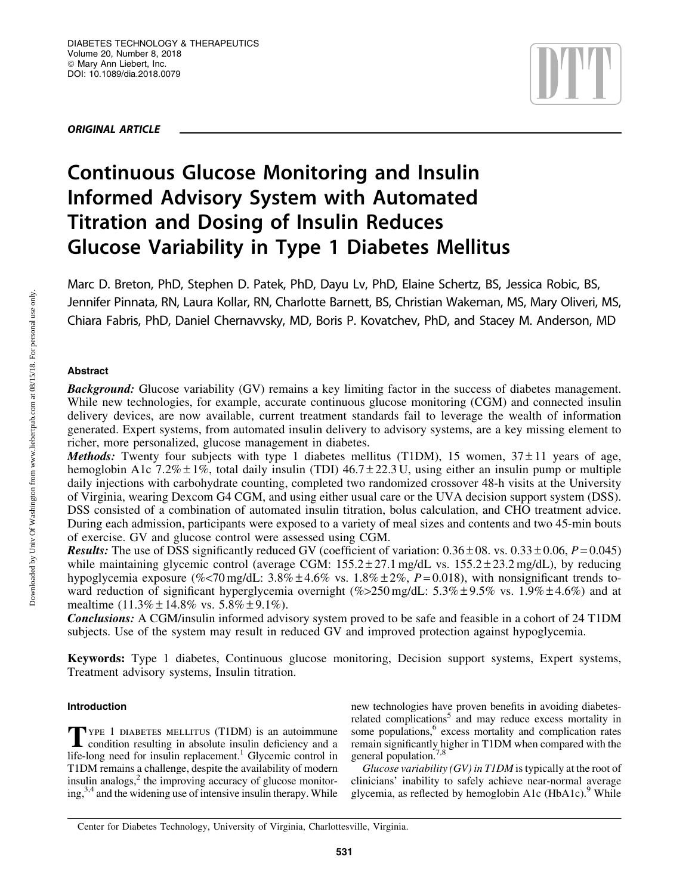ORIGINAL ARTICLE

# Continuous Glucose Monitoring and Insulin Informed Advisory System with Automated Titration and Dosing of Insulin Reduces Glucose Variability in Type 1 Diabetes Mellitus

Marc D. Breton, PhD, Stephen D. Patek, PhD, Dayu Lv, PhD, Elaine Schertz, BS, Jessica Robic, BS, Jennifer Pinnata, RN, Laura Kollar, RN, Charlotte Barnett, BS, Christian Wakeman, MS, Mary Oliveri, MS, Chiara Fabris, PhD, Daniel Chernavvsky, MD, Boris P. Kovatchev, PhD, and Stacey M. Anderson, MD

## Abstract

***Background:*** Glucose variability (GV) remains a key limiting factor in the success of diabetes management. While new technologies, for example, accurate continuous glucose monitoring (CGM) and connected insulin delivery devices, are now available, current treatment standards fail to leverage the wealth of information generated. Expert systems, from automated insulin delivery to advisory systems, are a key missing element to richer, more personalized, glucose management in diabetes.

***Methods:*** Twenty four subjects with type 1 diabetes mellitus (T1DM), 15 women, 37 ± 11 years of age, hemoglobin A1c 7.2% ± 1%, total daily insulin (TDI) 46.7 ± 22.3 U, using either an insulin pump or multiple daily injections with carbohydrate counting, completed two randomized crossover 48-h visits at the University of Virginia, wearing Dexcom G4 CGM, and using either usual care or the UVA decision support system (DSS). DSS consisted of a combination of automated insulin titration, bolus calculation, and CHO treatment advice. During each admission, participants were exposed to a variety of meal sizes and contents and two 45-min bouts of exercise. GV and glucose control were assessed using CGM.

***Results:*** The use of DSS significantly reduced GV (coefficient of variation: 0.36 ± 08. vs. 0.33 ± 0.06, $P = 0.045$) while maintaining glycemic control (average CGM: 155.2 ± 27.1 mg/dL vs. 155.2 ± 23.2 mg/dL), by reducing hypoglycemia exposure (%<70 mg/dL: 3.8% ± 4.6% vs. 1.8% ± 2%, $P = 0.018$), with nonsignificant trends toward reduction of significant hyperglycemia overnight (%>250 mg/dL: 5.3% ± 9.5% vs. 1.9% ± 4.6%) and at mealtime (11.3% ± 14.8% vs. 5.8% ± 9.1%).

***Conclusions:*** A CGM/insulin informed advisory system proved to be safe and feasible in a cohort of 24 T1DM subjects. Use of the system may result in reduced GV and improved protection against hypoglycemia.

**Keywords:** Type 1 diabetes, Continuous glucose monitoring, Decision support systems, Expert systems, Treatment advisory systems, Insulin titration.

## Introduction

Type 1 diabetes mellitus (T1DM) is an autoimmune condition resulting in absolute insulin deficiency and a life-long need for insulin replacement.[1] Glycemic control in T1DM remains a challenge, despite the availability of modern insulin analogs,[2] the improving accuracy of glucose monitoring,[3,4] and the widening use of intensive insulin therapy. While new technologies have proven benefits in avoiding diabetes-related complications[5] and may reduce excess mortality in some populations,[6] excess mortality and complication rates remain significantly higher in T1DM when compared with the general population.[7,8]

*Glucose variability (GV) in T1DM* is typically at the root of clinicians' inability to safely achieve near-normal average glycemia, as reflected by hemoglobin A1c (HbA1c).[9] While

Center for Diabetes Technology, University of Virginia, Charlottesville, Virginia.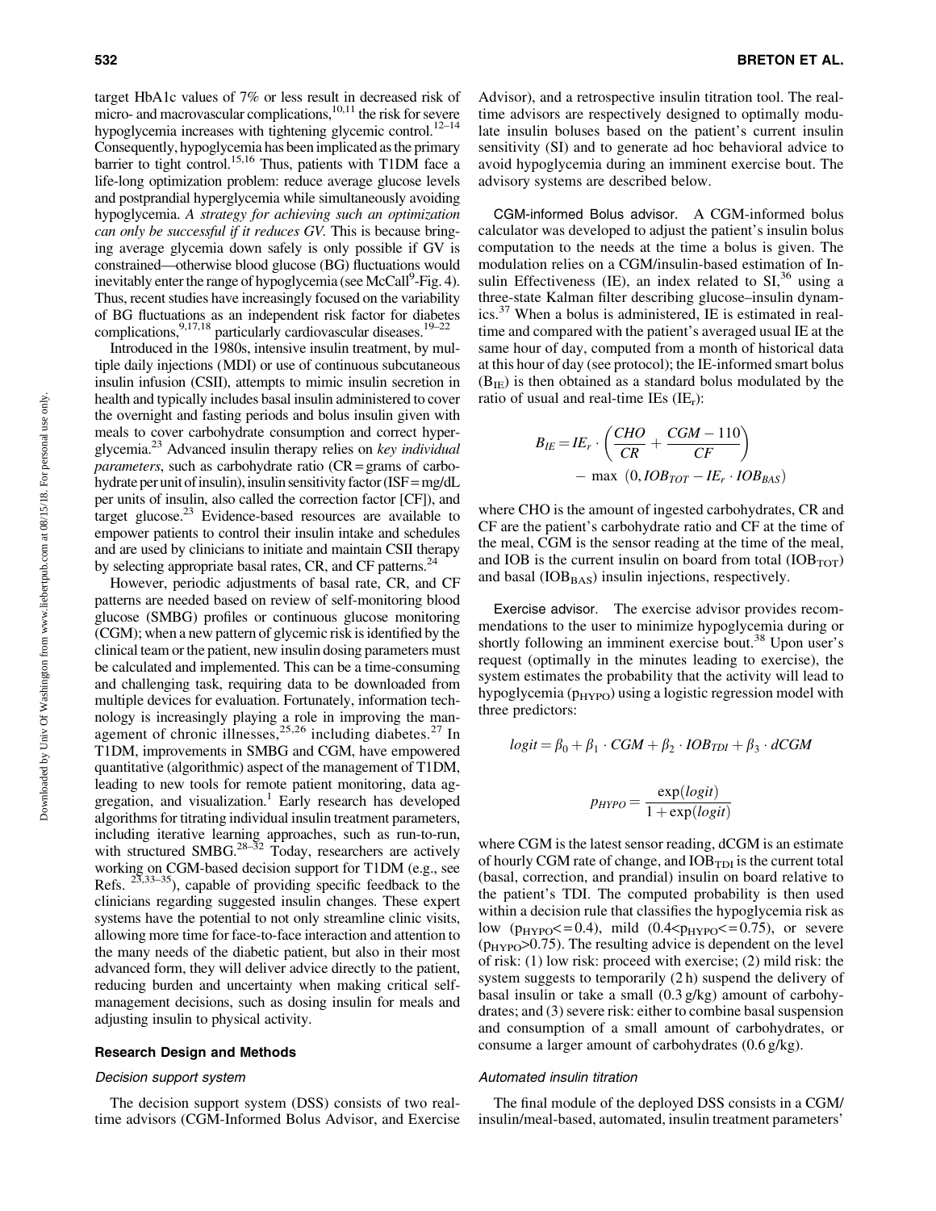target HbA1c values of 7% or less result in decreased risk of micro- and macrovascular complications,[10,11] the risk for severe hypoglycemia increases with tightening glycemic control.[12–14] Consequently, hypoglycemia has been implicated as the primary barrier to tight control.[15,16] Thus, patients with T1DM face a life-long optimization problem: reduce average glucose levels and postprandial hyperglycemia while simultaneously avoiding hypoglycemia. *A strategy for achieving such an optimization can only be successful if it reduces GV.* This is because bringing average glycemia down safely is only possible if GV is constrained—otherwise blood glucose (BG) fluctuations would inevitably enter the range of hypoglycemia (see McCall[9]-Fig. 4). Thus, recent studies have increasingly focused on the variability of BG fluctuations as an independent risk factor for diabetes complications,[9,17,18] particularly cardiovascular diseases.[19–22]

Introduced in the 1980s, intensive insulin treatment, by multiple daily injections (MDI) or use of continuous subcutaneous insulin infusion (CSII), attempts to mimic insulin secretion in health and typically includes basal insulin administered to cover the overnight and fasting periods and bolus insulin given with meals to cover carbohydrate consumption and correct hyperglycemia.[23] Advanced insulin therapy relies on *key individual parameters*, such as carbohydrate ratio (CR = grams of carbohydrate per unit of insulin), insulin sensitivity factor (ISF = mg/dL per units of insulin, also called the correction factor [CF]), and target glucose.[23] Evidence-based resources are available to empower patients to control their insulin intake and schedules and are used by clinicians to initiate and maintain CSII therapy by selecting appropriate basal rates, CR, and CF patterns.[24]

However, periodic adjustments of basal rate, CR, and CF patterns are needed based on review of self-monitoring blood glucose (SMBG) profiles or continuous glucose monitoring (CGM); when a new pattern of glycemic risk is identified by the clinical team or the patient, new insulin dosing parameters must be calculated and implemented. This can be a time-consuming and challenging task, requiring data to be downloaded from multiple devices for evaluation. Fortunately, information technology is increasingly playing a role in improving the management of chronic illnesses,[25,26] including diabetes.[27] In T1DM, improvements in SMBG and CGM, have empowered quantitative (algorithmic) aspect of the management of T1DM, leading to new tools for remote patient monitoring, data aggregation, and visualization.[1] Early research has developed algorithms for titrating individual insulin treatment parameters, including iterative learning approaches, such as run-to-run, with structured SMBG.[28–32] Today, researchers are actively working on CGM-based decision support for T1DM (e.g., see Refs. [23,33–35]), capable of providing specific feedback to the clinicians regarding suggested insulin changes. These expert systems have the potential to not only streamline clinic visits, allowing more time for face-to-face interaction and attention to the many needs of the diabetic patient, but also in their most advanced form, they will deliver advice directly to the patient, reducing burden and uncertainty when making critical self-management decisions, such as dosing insulin for meals and adjusting insulin to physical activity.

## Research Design and Methods

### Decision support system

The decision support system (DSS) consists of two real-time advisors (CGM-Informed Bolus Advisor, and Exercise Advisor), and a retrospective insulin titration tool. The real-time advisors are respectively designed to optimally modulate insulin boluses based on the patient's current insulin sensitivity (SI) and to generate ad hoc behavioral advice to avoid hypoglycemia during an imminent exercise bout. The advisory systems are described below.

**CGM-informed Bolus advisor.** A CGM-informed bolus calculator was developed to adjust the patient's insulin bolus computation to the needs at the time a bolus is given. The modulation relies on a CGM/insulin-based estimation of Insulin Effectiveness (IE), an index related to SI,[36] using a three-state Kalman filter describing glucose–insulin dynamics.[37] When a bolus is administered, IE is estimated in real-time and compared with the patient's averaged usual IE at the same hour of day, computed from a month of historical data at this hour of day (see protocol); the IE-informed smart bolus ($B_{IE}$) is then obtained as a standard bolus modulated by the ratio of usual and real-time IEs ($IE_r$):

$$B_{IE} = IE_r \cdot \left( \frac{CHO}{CR} + \frac{CGM - 110}{CF} \right) - \max\ (0, IOB_{TOT} - IE_r \cdot IOB_{BAS})$$

where CHO is the amount of ingested carbohydrates, CR and CF are the patient's carbohydrate ratio and CF at the time of the meal, CGM is the sensor reading at the time of the meal, and IOB is the current insulin on board from total ($IOB_{TOT}$) and basal ($IOB_{BAS}$) insulin injections, respectively.

**Exercise advisor.** The exercise advisor provides recommendations to the user to minimize hypoglycemia during or shortly following an imminent exercise bout.[38] Upon user's request (optimally in the minutes leading to exercise), the system estimates the probability that the activity will lead to hypoglycemia ($p_{HYPO}$) using a logistic regression model with three predictors:

$$logit = \beta_0 + \beta_1 \cdot CGM + \beta_2 \cdot IOB_{TDI} + \beta_3 \cdot dCGM$$

$$p_{HYPO} = \frac{\exp(logit)}{1 + \exp(logit)}$$

where CGM is the latest sensor reading, dCGM is an estimate of hourly CGM rate of change, and $IOB_{TDI}$ is the current total (basal, correction, and prandial) insulin on board relative to the patient's TDI. The computed probability is then used within a decision rule that classifies the hypoglycemia risk as low ($p_{HYPO} <= 0.4$), mild ($0.4 < p_{HYPO} <= 0.75$), or severe ($p_{HYPO} > 0.75$). The resulting advice is dependent on the level of risk: (1) low risk: proceed with exercise; (2) mild risk: the system suggests to temporarily (2 h) suspend the delivery of basal insulin or take a small (0.3 g/kg) amount of carbohydrates; and (3) severe risk: either to combine basal suspension and consumption of a small amount of carbohydrates, or consume a larger amount of carbohydrates (0.6 g/kg).

### Automated insulin titration

The final module of the deployed DSS consists in a CGM/insulin/meal-based, automated, insulin treatment parameters'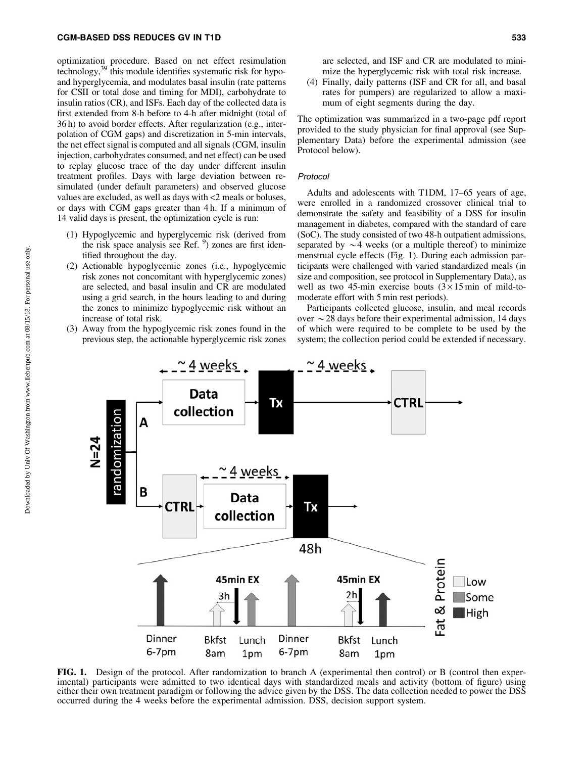optimization procedure. Based on net effect resimulation technology,[39] this module identifies systematic risk for hypo- and hyperglycemia, and modulates basal insulin (rate patterns for CSII or total dose and timing for MDI), carbohydrate to insulin ratios (CR), and ISFs. Each day of the collected data is first extended from 8-h before to 4-h after midnight (total of 36 h) to avoid border effects. After regularization (e.g., interpolation of CGM gaps) and discretization in 5-min intervals, the net effect signal is computed and all signals (CGM, insulin injection, carbohydrates consumed, and net effect) can be used to replay glucose trace of the day under different insulin treatment profiles. Days with large deviation between re-simulated (under default parameters) and observed glucose values are excluded, as well as days with <2 meals or boluses, or days with CGM gaps greater than 4 h. If a minimum of 14 valid days is present, the optimization cycle is run:

1. Hypoglycemic and hyperglycemic risk (derived from the risk space analysis see Ref. [9]) zones are first identified throughout the day.
2. Actionable hypoglycemic zones (i.e., hypoglycemic risk zones not concomitant with hyperglycemic zones) are selected, and basal insulin and CR are modulated using a grid search, in the hours leading to and during the zones to minimize hypoglycemic risk without an increase of total risk.
3. Away from the hypoglycemic risk zones found in the previous step, the actionable hyperglycemic risk zones are selected, and ISF and CR are modulated to minimize the hyperglycemic risk with total risk increase.
4. Finally, daily patterns (ISF and CR for all, and basal rates for pumpers) are regularized to allow a maximum of eight segments during the day.

The optimization was summarized in a two-page pdf report provided to the study physician for final approval (see Supplementary Data) before the experimental admission (see Protocol below).

### Protocol

Adults and adolescents with T1DM, 17–65 years of age, were enrolled in a randomized crossover clinical trial to demonstrate the safety and feasibility of a DSS for insulin management in diabetes, compared with the standard of care (SoC). The study consisted of two 48-h outpatient admissions, separated by ~4 weeks (or a multiple thereof) to minimize menstrual cycle effects (Fig. 1). During each admission participants were challenged with varied standardized meals (in size and composition, see protocol in Supplementary Data), as well as two 45-min exercise bouts (3×15 min of mild-to-moderate effort with 5 min rest periods).

Participants collected glucose, insulin, and meal records over ~28 days before their experimental admission, 14 days of which were required to be complete to be used by the system; the collection period could be extended if necessary.

**FIG. 1.** Design of the protocol. After randomization to branch A (experimental then control) or B (control then experimental) participants were admitted to two identical days with standardized meals and activity (bottom of figure) using either their own treatment paradigm or following the advice given by the DSS. The data collection needed to power the DSS occurred during the 4 weeks before the experimental admission. DSS, decision support system.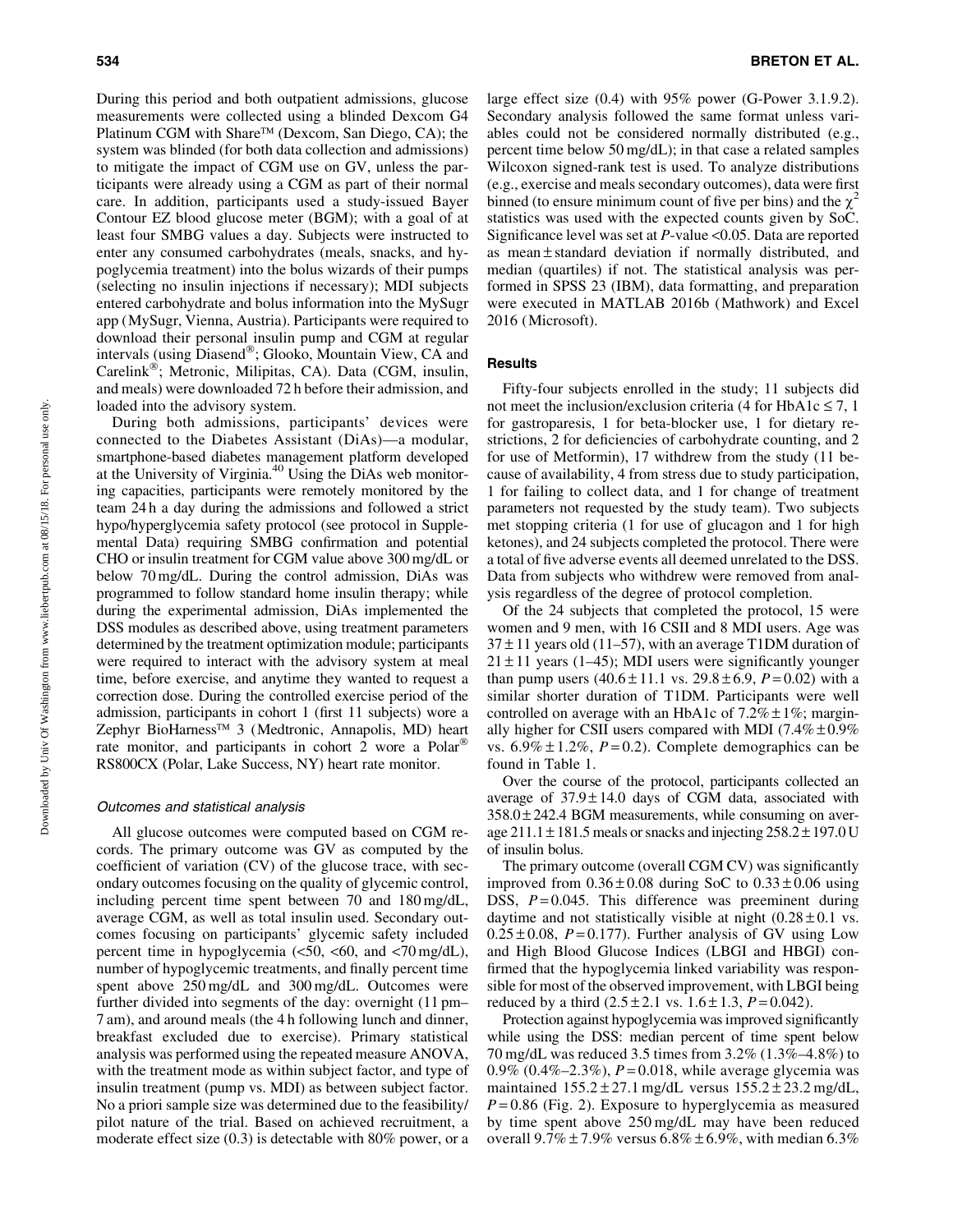During this period and both outpatient admissions, glucose measurements were collected using a blinded Dexcom G4 Platinum CGM with Share™ (Dexcom, San Diego, CA); the system was blinded (for both data collection and admissions) to mitigate the impact of CGM use on GV, unless the participants were already using a CGM as part of their normal care. In addition, participants used a study-issued Bayer Contour EZ blood glucose meter (BGM); with a goal of at least four SMBG values a day. Subjects were instructed to enter any consumed carbohydrates (meals, snacks, and hypoglycemia treatment) into the bolus wizards of their pumps (selecting no insulin injections if necessary); MDI subjects entered carbohydrate and bolus information into the MySugr app (MySugr, Vienna, Austria). Participants were required to download their personal insulin pump and CGM at regular intervals (using Diasend®; Glooko, Mountain View, CA and Carelink®; Metronic, Milipitas, CA). Data (CGM, insulin, and meals) were downloaded 72 h before their admission, and loaded into the advisory system.

During both admissions, participants' devices were connected to the Diabetes Assistant (DiAs)—a modular, smartphone-based diabetes management platform developed at the University of Virginia.[40] Using the DiAs web monitoring capacities, participants were remotely monitored by the team 24 h a day during the admissions and followed a strict hypo/hyperglycemia safety protocol (see protocol in Supplemental Data) requiring SMBG confirmation and potential CHO or insulin treatment for CGM value above 300 mg/dL or below 70 mg/dL. During the control admission, DiAs was programmed to follow standard home insulin therapy; while during the experimental admission, DiAs implemented the DSS modules as described above, using treatment parameters determined by the treatment optimization module; participants were required to interact with the advisory system at meal time, before exercise, and anytime they wanted to request a correction dose. During the controlled exercise period of the admission, participants in cohort 1 (first 11 subjects) wore a Zephyr BioHarness™ 3 (Medtronic, Annapolis, MD) heart rate monitor, and participants in cohort 2 wore a Polar® RS800CX (Polar, Lake Success, NY) heart rate monitor.

### *Outcomes and statistical analysis*

All glucose outcomes were computed based on CGM records. The primary outcome was GV as computed by the coefficient of variation (CV) of the glucose trace, with secondary outcomes focusing on the quality of glycemic control, including percent time spent between 70 and 180 mg/dL, average CGM, as well as total insulin used. Secondary outcomes focusing on participants' glycemic safety included percent time in hypoglycemia (<50, <60, and <70 mg/dL), number of hypoglycemic treatments, and finally percent time spent above 250 mg/dL and 300 mg/dL. Outcomes were further divided into segments of the day: overnight (11 pm–7 am), and around meals (the 4 h following lunch and dinner, breakfast excluded due to exercise). Primary statistical analysis was performed using the repeated measure ANOVA, with the treatment mode as within subject factor, and type of insulin treatment (pump vs. MDI) as between subject factor. No a priori sample size was determined due to the feasibility/pilot nature of the trial. Based on achieved recruitment, a moderate effect size (0.3) is detectable with 80% power, or a large effect size (0.4) with 95% power (G-Power 3.1.9.2). Secondary analysis followed the same format unless variables could not be considered normally distributed (e.g., percent time below 50 mg/dL); in that case a related samples Wilcoxon signed-rank test is used. To analyze distributions (e.g., exercise and meals secondary outcomes), data were first binned (to ensure minimum count of five per bins) and the $\chi^2$ statistics was used with the expected counts given by SoC. Significance level was set at $P$-value <0.05. Data are reported as mean ± standard deviation if normally distributed, and median (quartiles) if not. The statistical analysis was performed in SPSS 23 (IBM), data formatting, and preparation were executed in MATLAB 2016b (Mathwork) and Excel 2016 (Microsoft).

## Results

Fifty-four subjects enrolled in the study; 11 subjects did not meet the inclusion/exclusion criteria (4 for HbA1c ≤ 7, 1 for gastroparesis, 1 for beta-blocker use, 1 for dietary restrictions, 2 for deficiencies of carbohydrate counting, and 2 for use of Metformin), 17 withdrew from the study (11 because of availability, 4 from stress due to study participation, 1 for failing to collect data, and 1 for change of treatment parameters not requested by the study team). Two subjects met stopping criteria (1 for use of glucagon and 1 for high ketones), and 24 subjects completed the protocol. There were a total of five adverse events all deemed unrelated to the DSS. Data from subjects who withdrew were removed from analysis regardless of the degree of protocol completion.

Of the 24 subjects that completed the protocol, 15 were women and 9 men, with 16 CSII and 8 MDI users. Age was 37 ± 11 years old (11–57), with an average T1DM duration of 21 ± 11 years (1–45); MDI users were significantly younger than pump users (40.6 ± 11.1 vs. 29.8 ± 6.9, $P$ = 0.02) with a similar shorter duration of T1DM. Participants were well controlled on average with an HbA1c of 7.2% ± 1%; marginally higher for CSII users compared with MDI (7.4% ± 0.9% vs. 6.9% ± 1.2%, $P$ = 0.2). Complete demographics can be found in Table 1.

Over the course of the protocol, participants collected an average of 37.9 ± 14.0 days of CGM data, associated with 358.0 ± 242.4 BGM measurements, while consuming on average 211.1 ± 181.5 meals or snacks and injecting 258.2 ± 197.0 U of insulin bolus.

The primary outcome (overall CGM CV) was significantly improved from 0.36 ± 0.08 during SoC to 0.33 ± 0.06 using DSS, $P$ = 0.045. This difference was preeminent during daytime and not statistically visible at night (0.28 ± 0.1 vs. 0.25 ± 0.08, $P$ = 0.177). Further analysis of GV using Low and High Blood Glucose Indices (LBGI and HBGI) confirmed that the hypoglycemia linked variability was responsible for most of the observed improvement, with LBGI being reduced by a third (2.5 ± 2.1 vs. 1.6 ± 1.3, $P$ = 0.042).

Protection against hypoglycemia was improved significantly while using the DSS: median percent of time spent below 70 mg/dL was reduced 3.5 times from 3.2% (1.3%–4.8%) to 0.9% (0.4%–2.3%), $P$ = 0.018, while average glycemia was maintained 155.2 ± 27.1 mg/dL versus 155.2 ± 23.2 mg/dL, $P$ = 0.86 (Fig. 2). Exposure to hyperglycemia as measured by time spent above 250 mg/dL may have been reduced overall 9.7% ± 7.9% versus 6.8% ± 6.9%, with median 6.3%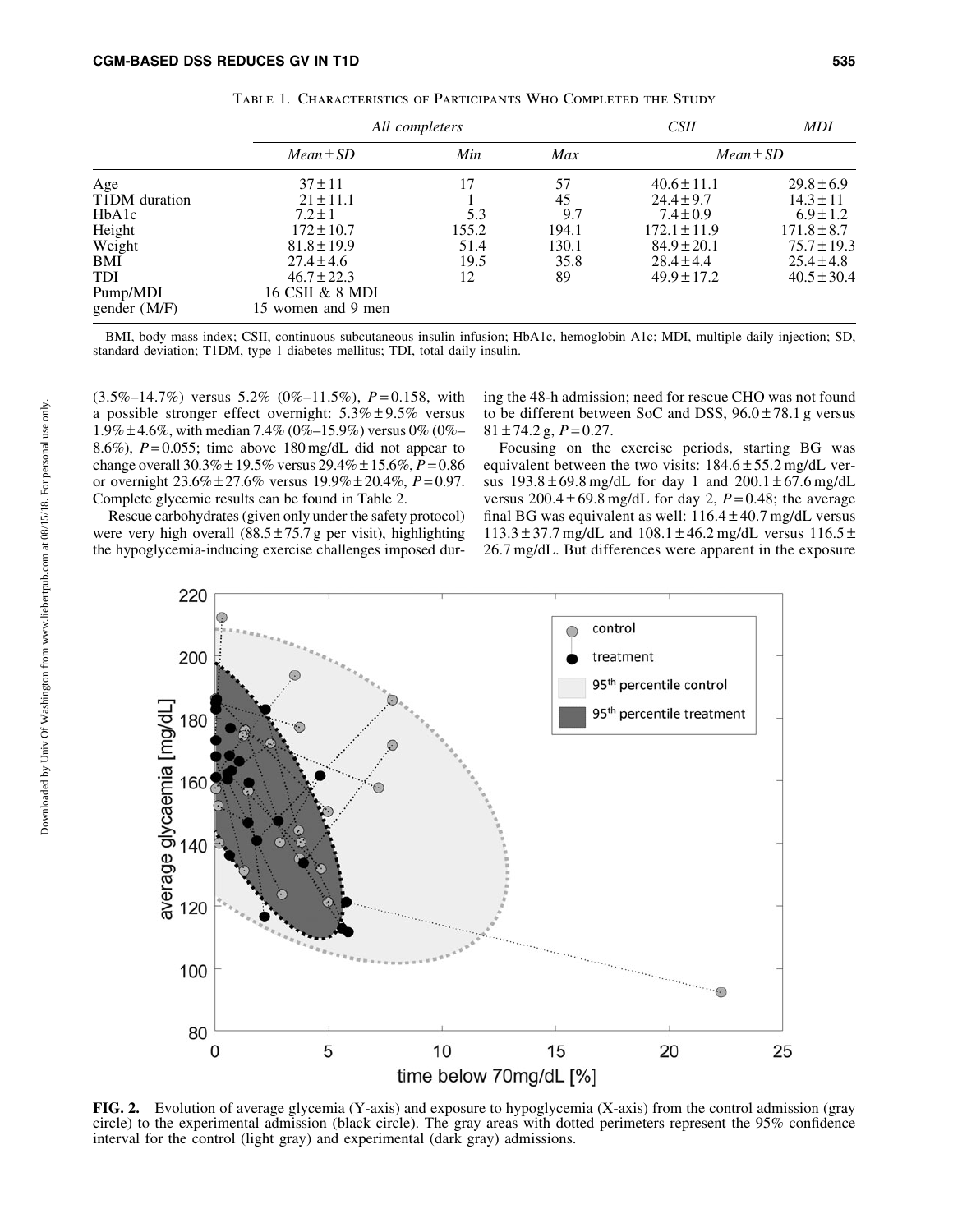Table 1. Characteristics of Participants Who Completed the Study

| | All completers | | | CSII | MDI |
|---|---|---|---|---|---|
| | Mean ± SD | Min | Max | Mean ± SD | |
| Age | 37 ± 11 | 17 | 57 | 40.6 ± 11.1 | 29.8 ± 6.9 |
| T1DM duration | 21 ± 11.1 | 1 | 45 | 24.4 ± 9.7 | 14.3 ± 11 |
| HbA1c | 7.2 ± 1 | 5.3 | 9.7 | 7.4 ± 0.9 | 6.9 ± 1.2 |
| Height | 172 ± 10.7 | 155.2 | 194.1 | 172.1 ± 11.9 | 171.8 ± 8.7 |
| Weight | 81.8 ± 19.9 | 51.4 | 130.1 | 84.9 ± 20.1 | 75.7 ± 19.3 |
| BMI | 27.4 ± 4.6 | 19.5 | 35.8 | 28.4 ± 4.4 | 25.4 ± 4.8 |
| TDI | 46.7 ± 22.3 | 12 | 89 | 49.9 ± 17.2 | 40.5 ± 30.4 |
| Pump/MDI | 16 CSII & 8 MDI | | | | |
| gender (M/F) | 15 women and 9 men | | | | |

BMI, body mass index; CSII, continuous subcutaneous insulin infusion; HbA1c, hemoglobin A1c; MDI, multiple daily injection; SD, standard deviation; T1DM, type 1 diabetes mellitus; TDI, total daily insulin.

(3.5%–14.7%) versus 5.2% (0%–11.5%), $P = 0.158$, with a possible stronger effect overnight: 5.3% ± 9.5% versus 1.9% ± 4.6%, with median 7.4% (0%–15.9%) versus 0% (0%–8.6%), $P = 0.055$; time above 180 mg/dL did not appear to change overall 30.3% ± 19.5% versus 29.4% ± 15.6%, $P = 0.86$ or overnight 23.6% ± 27.6% versus 19.9% ± 20.4%, $P = 0.97$. Complete glycemic results can be found in Table 2.

Rescue carbohydrates (given only under the safety protocol) were very high overall (88.5 ± 75.7 g per visit), highlighting the hypoglycemia-inducing exercise challenges imposed during the 48-h admission; need for rescue CHO was not found to be different between SoC and DSS, 96.0 ± 78.1 g versus 81 ± 74.2 g, $P = 0.27$.

Focusing on the exercise periods, starting BG was equivalent between the two visits: 184.6 ± 55.2 mg/dL versus 193.8 ± 69.8 mg/dL for day 1 and 200.1 ± 67.6 mg/dL versus 200.4 ± 69.8 mg/dL for day 2, $P = 0.48$; the average final BG was equivalent as well: 116.4 ± 40.7 mg/dL versus 113.3 ± 37.7 mg/dL and 108.1 ± 46.2 mg/dL versus 116.5 ± 26.7 mg/dL. But differences were apparent in the exposure

**FIG. 2.** Evolution of average glycemia (Y-axis) and exposure to hypoglycemia (X-axis) from the control admission (gray circle) to the experimental admission (black circle). The gray areas with dotted perimeters represent the 95% confidence interval for the control (light gray) and experimental (dark gray) admissions.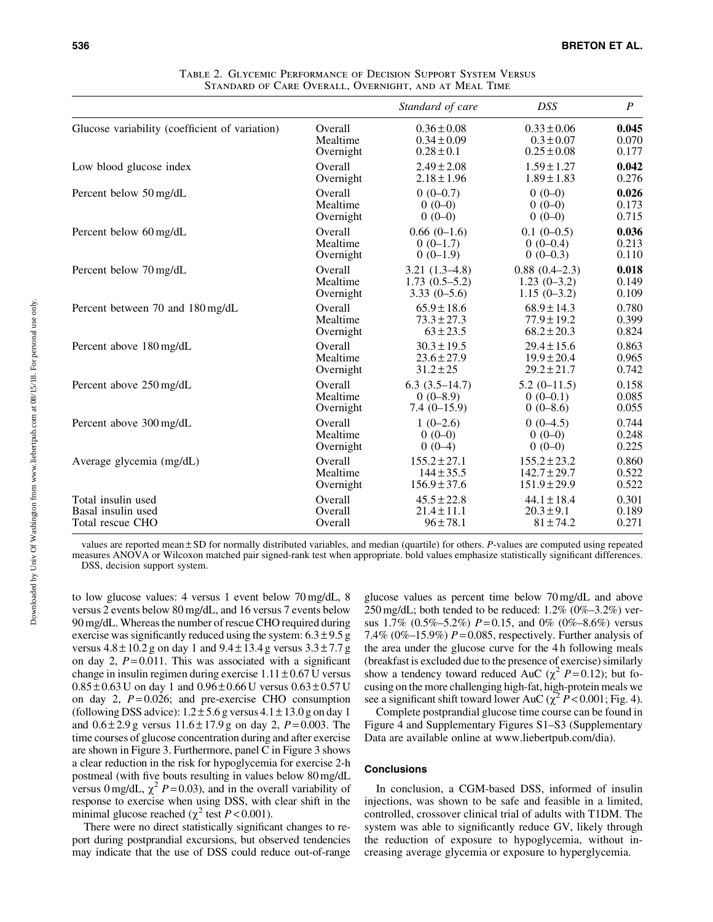Table 2. Glycemic Performance of Decision Support System Versus Standard of Care Overall, Overnight, and at Meal Time

| | | *Standard of care* | *DSS* | *P* |
|---|---|---|---|---|
| Glucose variability (coefficient of variation) | Overall | 0.36 ± 0.08 | 0.33 ± 0.06 | **0.045** |
| | Mealtime | 0.34 ± 0.09 | 0.3 ± 0.07 | 0.070 |
| | Overnight | 0.28 ± 0.1 | 0.25 ± 0.08 | 0.177 |
| Low blood glucose index | Overall | 2.49 ± 2.08 | 1.59 ± 1.27 | **0.042** |
| | Overnight | 2.18 ± 1.96 | 1.89 ± 1.83 | 0.276 |
| Percent below 50 mg/dL | Overall | 0 (0–0.7) | 0 (0–0) | **0.026** |
| | Mealtime | 0 (0–0) | 0 (0–0) | 0.173 |
| | Overnight | 0 (0–0) | 0 (0–0) | 0.715 |
| Percent below 60 mg/dL | Overall | 0.66 (0–1.6) | 0.1 (0–0.5) | **0.036** |
| | Mealtime | 0 (0–1.7) | 0 (0–0.4) | 0.213 |
| | Overnight | 0 (0–1.9) | 0 (0–0.3) | 0.110 |
| Percent below 70 mg/dL | Overall | 3.21 (1.3–4.8) | 0.88 (0.4–2.3) | **0.018** |
| | Mealtime | 1.73 (0.5–5.2) | 1.23 (0–3.2) | 0.149 |
| | Overnight | 3.33 (0–5.6) | 1.15 (0–3.2) | 0.109 |
| Percent between 70 and 180 mg/dL | Overall | 65.9 ± 18.6 | 68.9 ± 14.3 | 0.780 |
| | Mealtime | 73.3 ± 27.3 | 77.9 ± 19.2 | 0.399 |
| | Overnight | 63 ± 23.5 | 68.2 ± 20.3 | 0.824 |
| Percent above 180 mg/dL | Overall | 30.3 ± 19.5 | 29.4 ± 15.6 | 0.863 |
| | Mealtime | 23.6 ± 27.9 | 19.9 ± 20.4 | 0.965 |
| | Overnight | 31.2 ± 25 | 29.2 ± 21.7 | 0.742 |
| Percent above 250 mg/dL | Overall | 6.3 (3.5–14.7) | 5.2 (0–11.5) | 0.158 |
| | Mealtime | 0 (0–8.9) | 0 (0–0.1) | 0.085 |
| | Overnight | 7.4 (0–15.9) | 0 (0–8.6) | 0.055 |
| Percent above 300 mg/dL | Overall | 1 (0–2.6) | 0 (0–4.5) | 0.744 |
| | Mealtime | 0 (0–0) | 0 (0–0) | 0.248 |
| | Overnight | 0 (0–4) | 0 (0–0) | 0.225 |
| Average glycemia (mg/dL) | Overall | 155.2 ± 27.1 | 155.2 ± 23.2 | 0.860 |
| | Mealtime | 144 ± 35.5 | 142.7 ± 29.7 | 0.522 |
| | Overnight | 156.9 ± 37.6 | 151.9 ± 29.9 | 0.522 |
| Total insulin used | Overall | 45.5 ± 22.8 | 44.1 ± 18.4 | 0.301 |
| Basal insulin used | Overall | 21.4 ± 11.1 | 20.3 ± 9.1 | 0.189 |
| Total rescue CHO | Overall | 96 ± 78.1 | 81 ± 74.2 | 0.271 |

values are reported mean ± SD for normally distributed variables, and median (quartile) for others. *P*-values are computed using repeated measures ANOVA or Wilcoxon matched pair signed-rank test when appropriate. bold values emphasize statistically significant differences. DSS, decision support system.

to low glucose values: 4 versus 1 event below 70 mg/dL, 8 versus 2 events below 80 mg/dL, and 16 versus 7 events below 90 mg/dL. Whereas the number of rescue CHO required during exercise was significantly reduced using the system: 6.3 ± 9.5 g versus 4.8 ± 10.2 g on day 1 and 9.4 ± 13.4 g versus 3.3 ± 7.7 g on day 2, $P = 0.011$. This was associated with a significant change in insulin regimen during exercise 1.11 ± 0.67 U versus 0.85 ± 0.63 U on day 1 and 0.96 ± 0.66 U versus 0.63 ± 0.57 U on day 2, $P = 0.026$; and pre-exercise CHO consumption (following DSS advice): 1.2 ± 5.6 g versus 4.1 ± 13.0 g on day 1 and 0.6 ± 2.9 g versus 11.6 ± 17.9 g on day 2, $P = 0.003$. The time courses of glucose concentration during and after exercise are shown in Figure 3. Furthermore, panel C in Figure 3 shows a clear reduction in the risk for hypoglycemia for exercise 2-h postmeal (with five bouts resulting in values below 80 mg/dL versus 0 mg/dL, $\chi^2$ $P = 0.03$), and in the overall variability of response to exercise when using DSS, with clear shift in the minimal glucose reached ($\chi^2$ test $P < 0.001$).

There were no direct statistically significant changes to report during postprandial excursions, but observed tendencies may indicate that the use of DSS could reduce out-of-range glucose values as percent time below 70 mg/dL and above 250 mg/dL; both tended to be reduced: 1.2% (0%–3.2%) versus 1.7% (0.5%–5.2%) $P = 0.15$, and 0% (0%–8.6%) versus 7.4% (0%–15.9%) $P = 0.085$, respectively. Further analysis of the area under the glucose curve for the 4 h following meals (breakfast is excluded due to the presence of exercise) similarly show a tendency toward reduced AuC ($\chi^2$ $P = 0.12$); but focusing on the more challenging high-fat, high-protein meals we see a significant shift toward lower AuC ($\chi^2$ $P < 0.001$; Fig. 4).

Complete postprandial glucose time course can be found in Figure 4 and Supplementary Figures S1–S3 (Supplementary Data are available online at www.liebertpub.com/dia).

## Conclusions

In conclusion, a CGM-based DSS, informed of insulin injections, was shown to be safe and feasible in a limited, controlled, crossover clinical trial of adults with T1DM. The system was able to significantly reduce GV, likely through the reduction of exposure to hypoglycemia, without increasing average glycemia or exposure to hyperglycemia.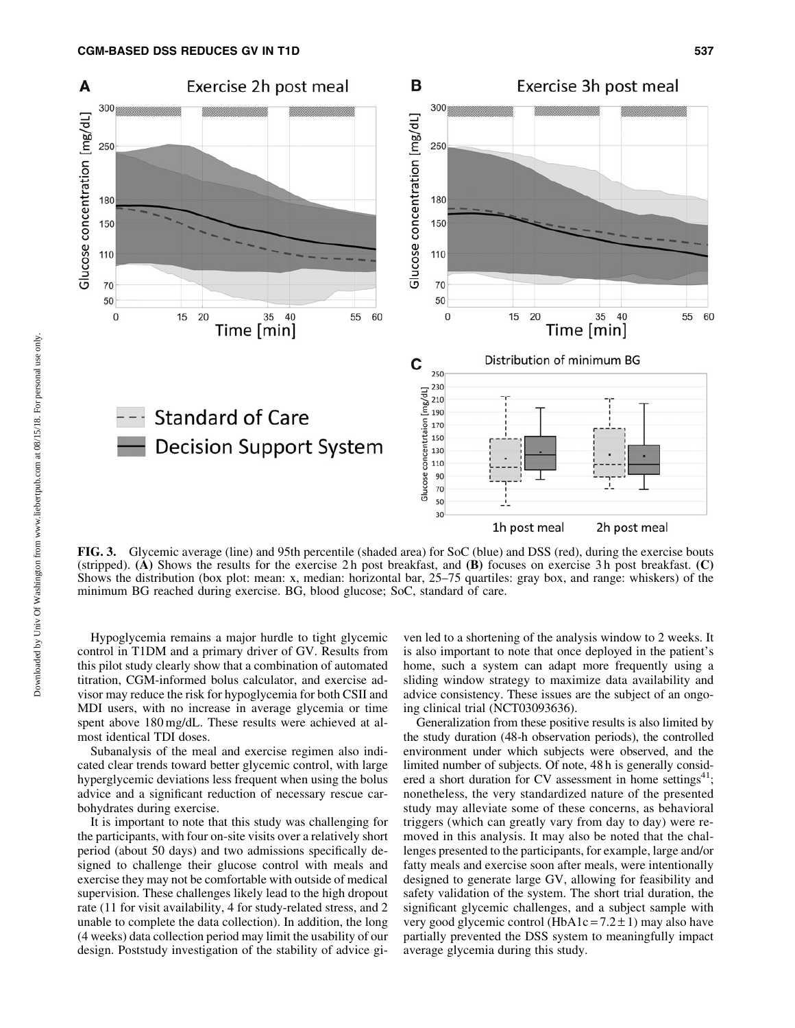**FIG. 3.** Glycemic average (line) and 95th percentile (shaded area) for SoC (blue) and DSS (red), during the exercise bouts (stripped). **(A)** Shows the results for the exercise 2 h post breakfast, and **(B)** focuses on exercise 3 h post breakfast. **(C)** Shows the distribution (box plot: mean: x, median: horizontal bar, 25–75 quartiles: gray box, and range: whiskers) of the minimum BG reached during exercise. BG, blood glucose; SoC, standard of care.

Hypoglycemia remains a major hurdle to tight glycemic control in T1DM and a primary driver of GV. Results from this pilot study clearly show that a combination of automated titration, CGM-informed bolus calculator, and exercise advisor may reduce the risk for hypoglycemia for both CSII and MDI users, with no increase in average glycemia or time spent above 180 mg/dL. These results were achieved at almost identical TDI doses.

Subanalysis of the meal and exercise regimen also indicated clear trends toward better glycemic control, with large hyperglycemic deviations less frequent when using the bolus advice and a significant reduction of necessary rescue carbohydrates during exercise.

It is important to note that this study was challenging for the participants, with four on-site visits over a relatively short period (about 50 days) and two admissions specifically designed to challenge their glucose control with meals and exercise they may not be comfortable with outside of medical supervision. These challenges likely lead to the high dropout rate (11 for visit availability, 4 for study-related stress, and 2 unable to complete the data collection). In addition, the long (4 weeks) data collection period may limit the usability of our design. Poststudy investigation of the stability of advice given led to a shortening of the analysis window to 2 weeks. It is also important to note that once deployed in the patient's home, such a system can adapt more frequently using a sliding window strategy to maximize data availability and advice consistency. These issues are the subject of an ongoing clinical trial (NCT03093636).

Generalization from these positive results is also limited by the study duration (48-h observation periods), the controlled environment under which subjects were observed, and the limited number of subjects. Of note, 48 h is generally considered a short duration for CV assessment in home settings[41]; nonetheless, the very standardized nature of the presented study may alleviate some of these concerns, as behavioral triggers (which can greatly vary from day to day) were removed in this analysis. It may also be noted that the challenges presented to the participants, for example, large and/or fatty meals and exercise soon after meals, were intentionally designed to generate large GV, allowing for feasibility and safety validation of the system. The short trial duration, the significant glycemic challenges, and a subject sample with very good glycemic control (HbA1c = $7.2 \pm 1$) may also have partially prevented the DSS system to meaningfully impact average glycemia during this study.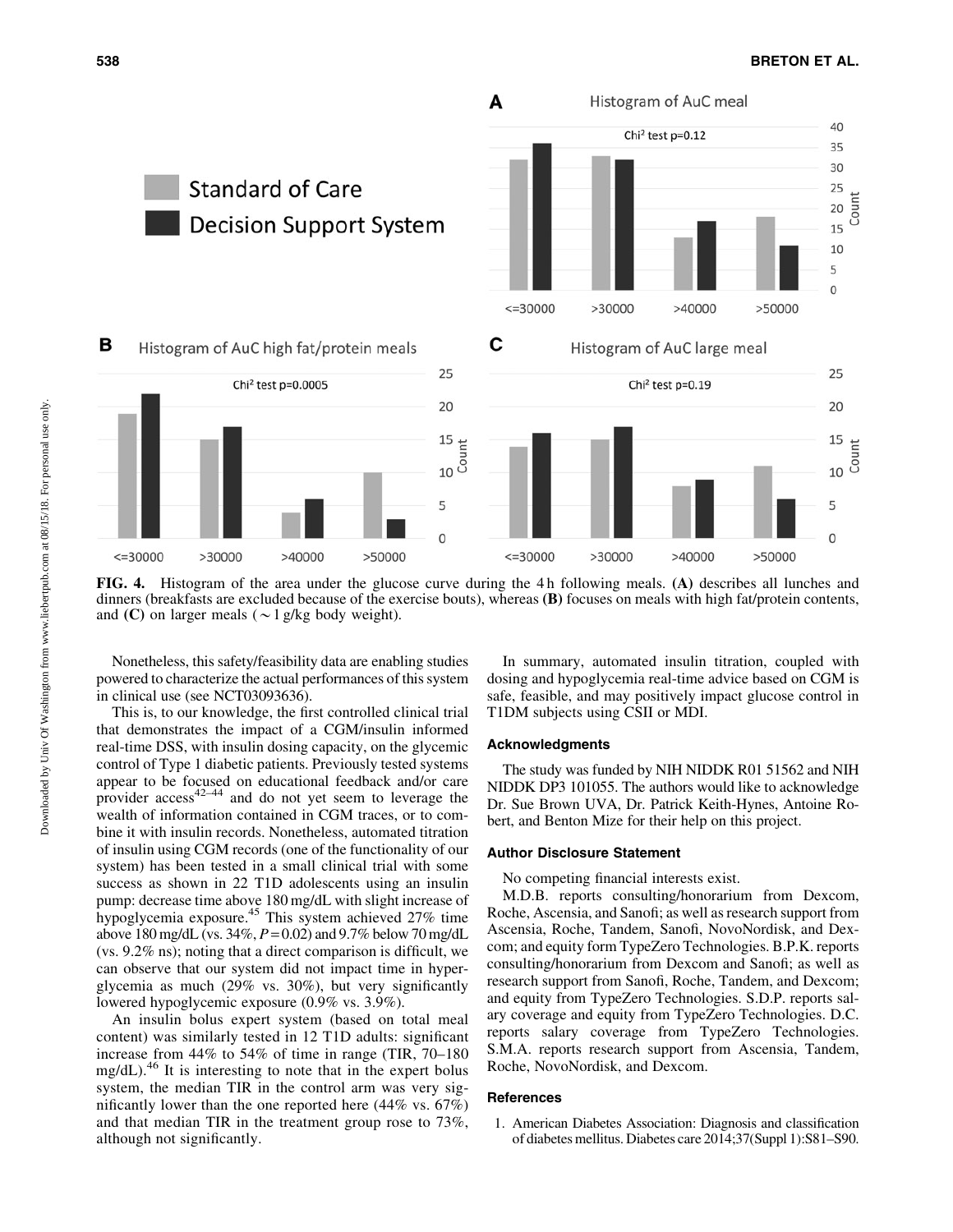FIG. 4. Histogram of the area under the glucose curve during the 4 h following meals. (**A**) describes all lunches and dinners (breakfasts are excluded because of the exercise bouts), whereas (**B**) focuses on meals with high fat/protein contents, and (**C**) on larger meals (~1 g/kg body weight).

Nonetheless, this safety/feasibility data are enabling studies powered to characterize the actual performances of this system in clinical use (see NCT03093636).

This is, to our knowledge, the first controlled clinical trial that demonstrates the impact of a CGM/insulin informed real-time DSS, with insulin dosing capacity, on the glycemic control of Type 1 diabetic patients. Previously tested systems appear to be focused on educational feedback and/or care provider access[42–44] and do not yet seem to leverage the wealth of information contained in CGM traces, or to combine it with insulin records. Nonetheless, automated titration of insulin using CGM records (one of the functionality of our system) has been tested in a small clinical trial with some success as shown in 22 T1D adolescents using an insulin pump: decrease time above 180 mg/dL with slight increase of hypoglycemia exposure.[45] This system achieved 27% time above 180 mg/dL (vs. 34%, $P = 0.02$) and 9.7% below 70 mg/dL (vs. 9.2% ns); noting that a direct comparison is difficult, we can observe that our system did not impact time in hyperglycemia as much (29% vs. 30%), but very significantly lowered hypoglycemic exposure (0.9% vs. 3.9%).

An insulin bolus expert system (based on total meal content) was similarly tested in 12 T1D adults: significant increase from 44% to 54% of time in range (TIR, 70–180 mg/dL).[46] It is interesting to note that in the expert bolus system, the median TIR in the control arm was very significantly lower than the one reported here (44% vs. 67%) and that median TIR in the treatment group rose to 73%, although not significantly.

In summary, automated insulin titration, coupled with dosing and hypoglycemia real-time advice based on CGM is safe, feasible, and may positively impact glucose control in T1DM subjects using CSII or MDI.

### Acknowledgments

The study was funded by NIH NIDDK R01 51562 and NIH NIDDK DP3 101055. The authors would like to acknowledge Dr. Sue Brown UVA, Dr. Patrick Keith-Hynes, Antoine Robert, and Benton Mize for their help on this project.

### Author Disclosure Statement

No competing financial interests exist.

M.D.B. reports consulting/honorarium from Dexcom, Roche, Ascensia, and Sanofi; as well as research support from Ascensia, Roche, Tandem, Sanofi, NovoNordisk, and Dexcom; and equity form TypeZero Technologies. B.P.K. reports consulting/honorarium from Dexcom and Sanofi; as well as research support from Sanofi, Roche, Tandem, and Dexcom; and equity from TypeZero Technologies. S.D.P. reports salary coverage and equity from TypeZero Technologies. D.C. reports salary coverage from TypeZero Technologies. S.M.A. reports research support from Ascensia, Tandem, Roche, NovoNordisk, and Dexcom.

### References

1. American Diabetes Association: Diagnosis and classification of diabetes mellitus. Diabetes care 2014;37(Suppl 1):S81–S90.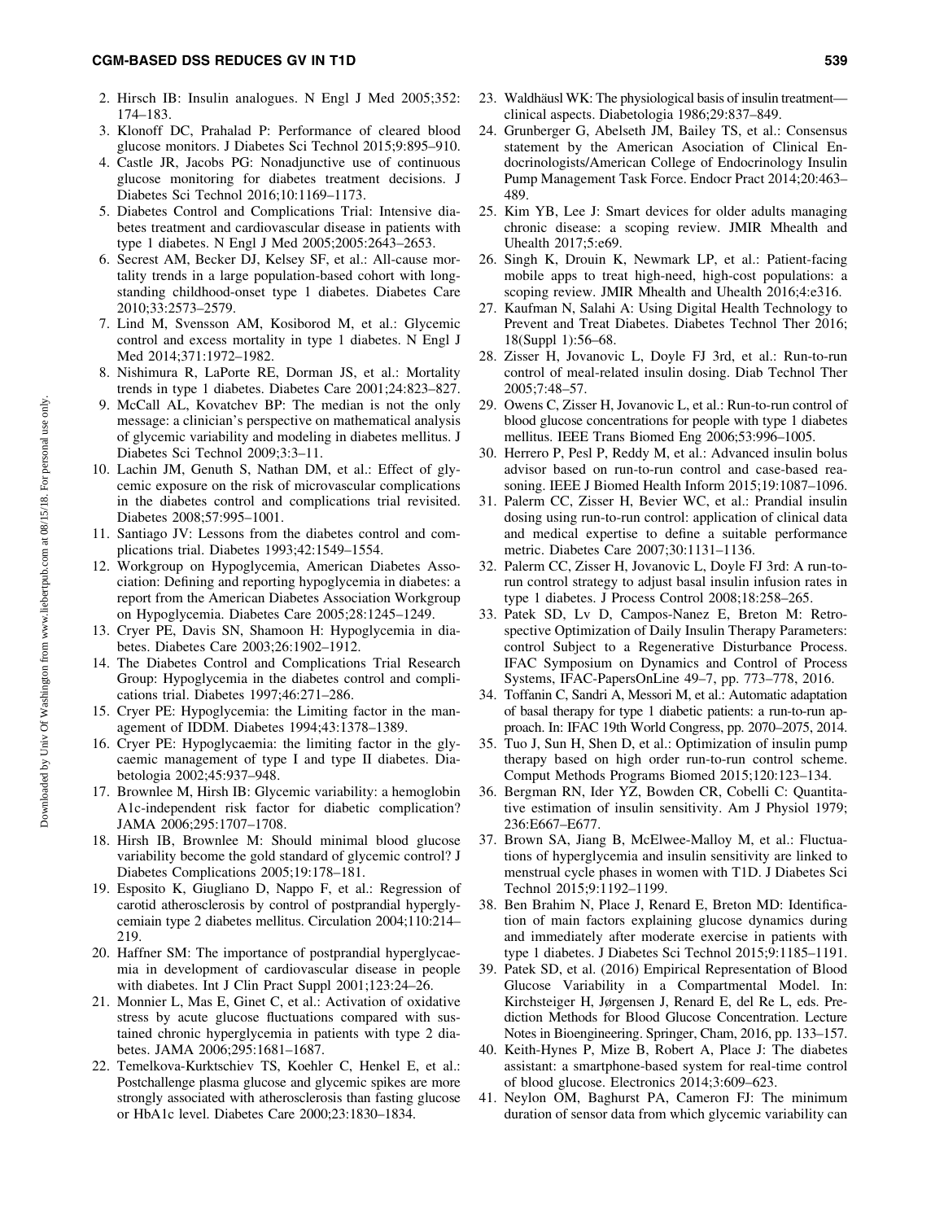2. Hirsch IB: Insulin analogues. N Engl J Med 2005;352: 174–183.
3. Klonoff DC, Prahalad P: Performance of cleared blood glucose monitors. J Diabetes Sci Technol 2015;9:895–910.
4. Castle JR, Jacobs PG: Nonadjunctive use of continuous glucose monitoring for diabetes treatment decisions. J Diabetes Sci Technol 2016;10:1169–1173.
5. Diabetes Control and Complications Trial: Intensive diabetes treatment and cardiovascular disease in patients with type 1 diabetes. N Engl J Med 2005;2005:2643–2653.
6. Secrest AM, Becker DJ, Kelsey SF, et al.: All-cause mortality trends in a large population-based cohort with long-standing childhood-onset type 1 diabetes. Diabetes Care 2010;33:2573–2579.
7. Lind M, Svensson AM, Kosiborod M, et al.: Glycemic control and excess mortality in type 1 diabetes. N Engl J Med 2014;371:1972–1982.
8. Nishimura R, LaPorte RE, Dorman JS, et al.: Mortality trends in type 1 diabetes. Diabetes Care 2001;24:823–827.
9. McCall AL, Kovatchev BP: The median is not the only message: a clinician's perspective on mathematical analysis of glycemic variability and modeling in diabetes mellitus. J Diabetes Sci Technol 2009;3:3–11.
10. Lachin JM, Genuth S, Nathan DM, et al.: Effect of glycemic exposure on the risk of microvascular complications in the diabetes control and complications trial revisited. Diabetes 2008;57:995–1001.
11. Santiago JV: Lessons from the diabetes control and complications trial. Diabetes 1993;42:1549–1554.
12. Workgroup on Hypoglycemia, American Diabetes Association: Defining and reporting hypoglycemia in diabetes: a report from the American Diabetes Association Workgroup on Hypoglycemia. Diabetes Care 2005;28:1245–1249.
13. Cryer PE, Davis SN, Shamoon H: Hypoglycemia in diabetes. Diabetes Care 2003;26:1902–1912.
14. The Diabetes Control and Complications Trial Research Group: Hypoglycemia in the diabetes control and complications trial. Diabetes 1997;46:271–286.
15. Cryer PE: Hypoglycemia: the Limiting factor in the management of IDDM. Diabetes 1994;43:1378–1389.
16. Cryer PE: Hypoglycaemia: the limiting factor in the glycaemic management of type I and type II diabetes. Diabetologia 2002;45:937–948.
17. Brownlee M, Hirsh IB: Glycemic variability: a hemoglobin A1c-independent risk factor for diabetic complication? JAMA 2006;295:1707–1708.
18. Hirsh IB, Brownlee M: Should minimal blood glucose variability become the gold standard of glycemic control? J Diabetes Complications 2005;19:178–181.
19. Esposito K, Giugliano D, Nappo F, et al.: Regression of carotid atherosclerosis by control of postprandial hyperglycemiain type 2 diabetes mellitus. Circulation 2004;110:214–219.
20. Haffner SM: The importance of postprandial hyperglycaemia in development of cardiovascular disease in people with diabetes. Int J Clin Pract Suppl 2001;123:24–26.
21. Monnier L, Mas E, Ginet C, et al.: Activation of oxidative stress by acute glucose fluctuations compared with sustained chronic hyperglycemia in patients with type 2 diabetes. JAMA 2006;295:1681–1687.
22. Temelkova-Kurktschiev TS, Koehler C, Henkel E, et al.: Postchallenge plasma glucose and glycemic spikes are more strongly associated with atherosclerosis than fasting glucose or HbA1c level. Diabetes Care 2000;23:1830–1834.
23. Waldhäusl WK: The physiological basis of insulin treatment—clinical aspects. Diabetologia 1986;29:837–849.
24. Grunberger G, Abelseth JM, Bailey TS, et al.: Consensus statement by the American Asociation of Clinical Endocrinologists/American College of Endocrinology Insulin Pump Management Task Force. Endocr Pract 2014;20:463–489.
25. Kim YB, Lee J: Smart devices for older adults managing chronic disease: a scoping review. JMIR Mhealth and Uhealth 2017;5:e69.
26. Singh K, Drouin K, Newmark LP, et al.: Patient-facing mobile apps to treat high-need, high-cost populations: a scoping review. JMIR Mhealth and Uhealth 2016;4:e316.
27. Kaufman N, Salahi A: Using Digital Health Technology to Prevent and Treat Diabetes. Diabetes Technol Ther 2016; 18(Suppl 1):56–68.
28. Zisser H, Jovanovic L, Doyle FJ 3rd, et al.: Run-to-run control of meal-related insulin dosing. Diab Technol Ther 2005;7:48–57.
29. Owens C, Zisser H, Jovanovic L, et al.: Run-to-run control of blood glucose concentrations for people with type 1 diabetes mellitus. IEEE Trans Biomed Eng 2006;53:996–1005.
30. Herrero P, Pesl P, Reddy M, et al.: Advanced insulin bolus advisor based on run-to-run control and case-based reasoning. IEEE J Biomed Health Inform 2015;19:1087–1096.
31. Palerm CC, Zisser H, Bevier WC, et al.: Prandial insulin dosing using run-to-run control: application of clinical data and medical expertise to define a suitable performance metric. Diabetes Care 2007;30:1131–1136.
32. Palerm CC, Zisser H, Jovanovic L, Doyle FJ 3rd: A run-to-run control strategy to adjust basal insulin infusion rates in type 1 diabetes. J Process Control 2008;18:258–265.
33. Patek SD, Lv D, Campos-Nanez E, Breton M: Retrospective Optimization of Daily Insulin Therapy Parameters: control Subject to a Regenerative Disturbance Process. IFAC Symposium on Dynamics and Control of Process Systems, IFAC-PapersOnLine 49–7, pp. 773–778, 2016.
34. Toffanin C, Sandri A, Messori M, et al.: Automatic adaptation of basal therapy for type 1 diabetic patients: a run-to-run approach. In: IFAC 19th World Congress, pp. 2070–2075, 2014.
35. Tuo J, Sun H, Shen D, et al.: Optimization of insulin pump therapy based on high order run-to-run control scheme. Comput Methods Programs Biomed 2015;120:123–134.
36. Bergman RN, Ider YZ, Bowden CR, Cobelli C: Quantitative estimation of insulin sensitivity. Am J Physiol 1979; 236:E667–E677.
37. Brown SA, Jiang B, McElwee-Malloy M, et al.: Fluctuations of hyperglycemia and insulin sensitivity are linked to menstrual cycle phases in women with T1D. J Diabetes Sci Technol 2015;9:1192–1199.
38. Ben Brahim N, Place J, Renard E, Breton MD: Identification of main factors explaining glucose dynamics during and immediately after moderate exercise in patients with type 1 diabetes. J Diabetes Sci Technol 2015;9:1185–1191.
39. Patek SD, et al. (2016) Empirical Representation of Blood Glucose Variability in a Compartmental Model. In: Kirchsteiger H, Jørgensen J, Renard E, del Re L, eds. Prediction Methods for Blood Glucose Concentration. Lecture Notes in Bioengineering. Springer, Cham, 2016, pp. 133–157.
40. Keith-Hynes P, Mize B, Robert A, Place J: The diabetes assistant: a smartphone-based system for real-time control of blood glucose. Electronics 2014;3:609–623.
41. Neylon OM, Baghurst PA, Cameron FJ: The minimum duration of sensor data from which glycemic variability can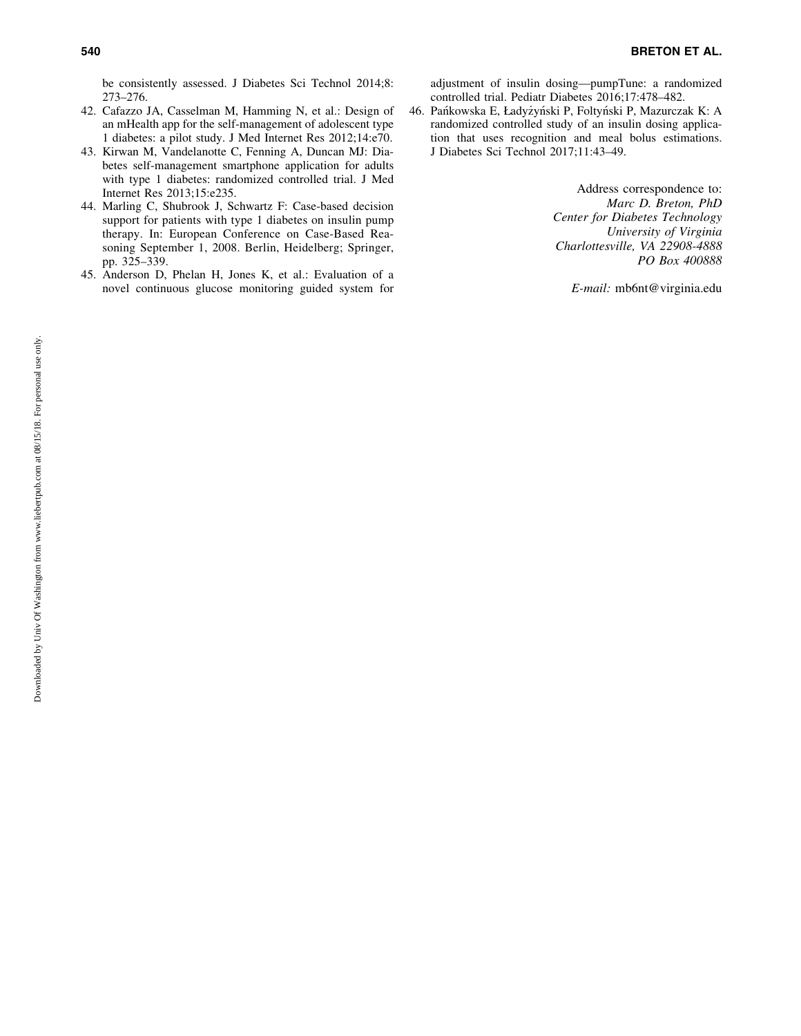be consistently assessed. J Diabetes Sci Technol 2014;8: 273–276.

42. Cafazzo JA, Casselman M, Hamming N, et al.: Design of an mHealth app for the self-management of adolescent type 1 diabetes: a pilot study. J Med Internet Res 2012;14:e70.
43. Kirwan M, Vandelanotte C, Fenning A, Duncan MJ: Diabetes self-management smartphone application for adults with type 1 diabetes: randomized controlled trial. J Med Internet Res 2013;15:e235.
44. Marling C, Shubrook J, Schwartz F: Case-based decision support for patients with type 1 diabetes on insulin pump therapy. In: European Conference on Case-Based Reasoning September 1, 2008. Berlin, Heidelberg; Springer, pp. 325–339.
45. Anderson D, Phelan H, Jones K, et al.: Evaluation of a novel continuous glucose monitoring guided system for adjustment of insulin dosing—pumpTune: a randomized controlled trial. Pediatr Diabetes 2016;17:478–482.
46. Pańkowska E, Ładyżyński P, Foltyński P, Mazurczak K: A randomized controlled study of an insulin dosing application that uses recognition and meal bolus estimations. J Diabetes Sci Technol 2017;11:43–49.

Address correspondence to:
*Marc D. Breton, PhD*
*Center for Diabetes Technology*
*University of Virginia*
*Charlottesville, VA 22908-4888*
*PO Box 400888*

*E-mail:* mb6nt@virginia.edu